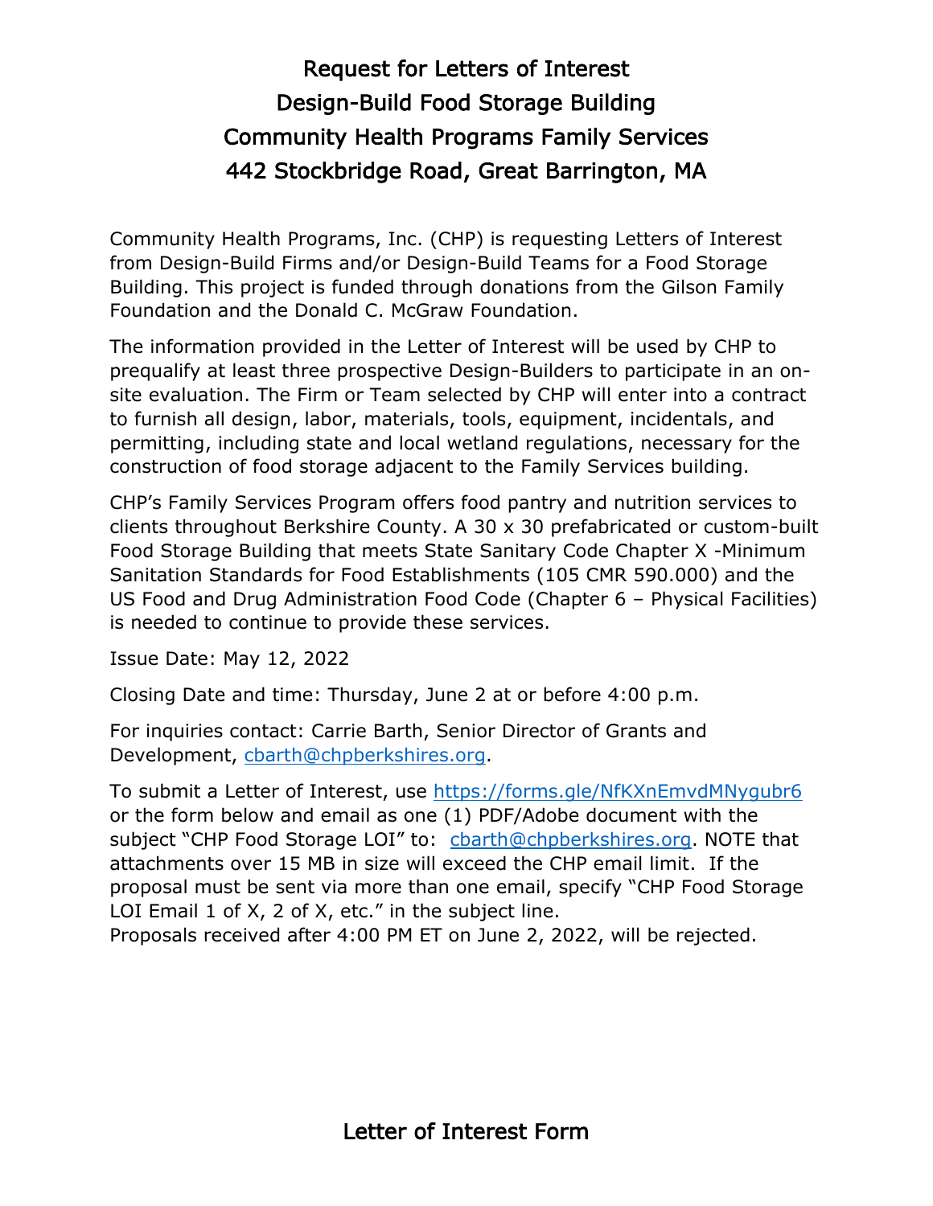# Request for Letters of Interest
# Design-Build Food Storage Building
# Community Health Programs Family Services
# 442 Stockbridge Road, Great Barrington, MA

Community Health Programs, Inc. (CHP) is requesting Letters of Interest from Design-Build Firms and/or Design-Build Teams for a Food Storage Building. This project is funded through donations from the Gilson Family Foundation and the Donald C. McGraw Foundation.

The information provided in the Letter of Interest will be used by CHP to prequalify at least three prospective Design-Builders to participate in an on-site evaluation. The Firm or Team selected by CHP will enter into a contract to furnish all design, labor, materials, tools, equipment, incidentals, and permitting, including state and local wetland regulations, necessary for the construction of food storage adjacent to the Family Services building.

CHP's Family Services Program offers food pantry and nutrition services to clients throughout Berkshire County. A 30 x 30 prefabricated or custom-built Food Storage Building that meets State Sanitary Code Chapter X -Minimum Sanitation Standards for Food Establishments (105 CMR 590.000) and the US Food and Drug Administration Food Code (Chapter 6 – Physical Facilities) is needed to continue to provide these services.

Issue Date: May 12, 2022

Closing Date and time: Thursday, June 2 at or before 4:00 p.m.

For inquiries contact: Carrie Barth, Senior Director of Grants and Development, cbarth@chpberkshires.org.

To submit a Letter of Interest, use https://forms.gle/NfKXnEmvdMNygubr6 or the form below and email as one (1) PDF/Adobe document with the subject "CHP Food Storage LOI" to: cbarth@chpberkshires.org. NOTE that attachments over 15 MB in size will exceed the CHP email limit. If the proposal must be sent via more than one email, specify "CHP Food Storage LOI Email 1 of X, 2 of X, etc." in the subject line.
Proposals received after 4:00 PM ET on June 2, 2022, will be rejected.

## Letter of Interest Form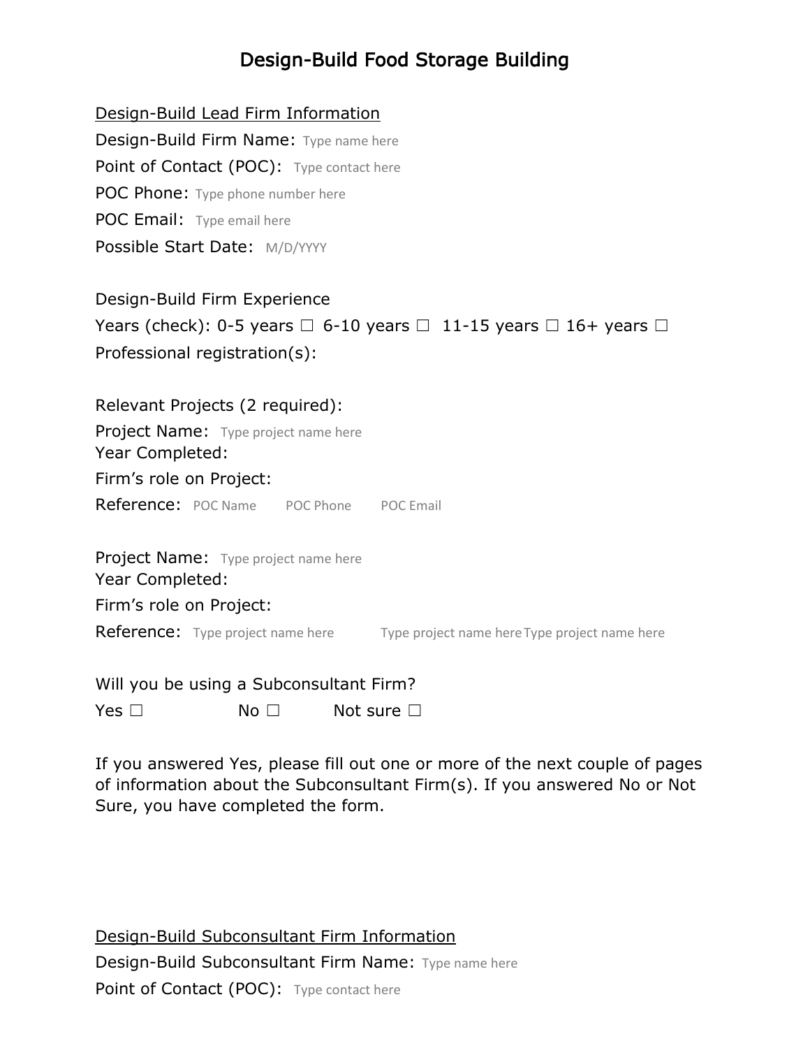# Design-Build Food Storage Building

Design-Build Lead Firm Information

Design-Build Firm Name: Type name here

Point of Contact (POC): Type contact here

POC Phone: Type phone number here

POC Email: Type email here

Possible Start Date: M/D/YYYY

Design-Build Firm Experience

Years (check): 0-5 years ☐ 6-10 years ☐ 11-15 years ☐ 16+ years ☐

Professional registration(s):

Relevant Projects (2 required):

Project Name: Type project name here

Year Completed:

Firm's role on Project:

Reference: POC Name POC Phone POC Email

Project Name: Type project name here

Year Completed:

Firm's role on Project:

Reference: Type project name here Type project name here Type project name here

Will you be using a Subconsultant Firm?

Yes ☐ No ☐ Not sure ☐

If you answered Yes, please fill out one or more of the next couple of pages of information about the Subconsultant Firm(s). If you answered No or Not Sure, you have completed the form.

Design-Build Subconsultant Firm Information

Design-Build Subconsultant Firm Name: Type name here

Point of Contact (POC): Type contact here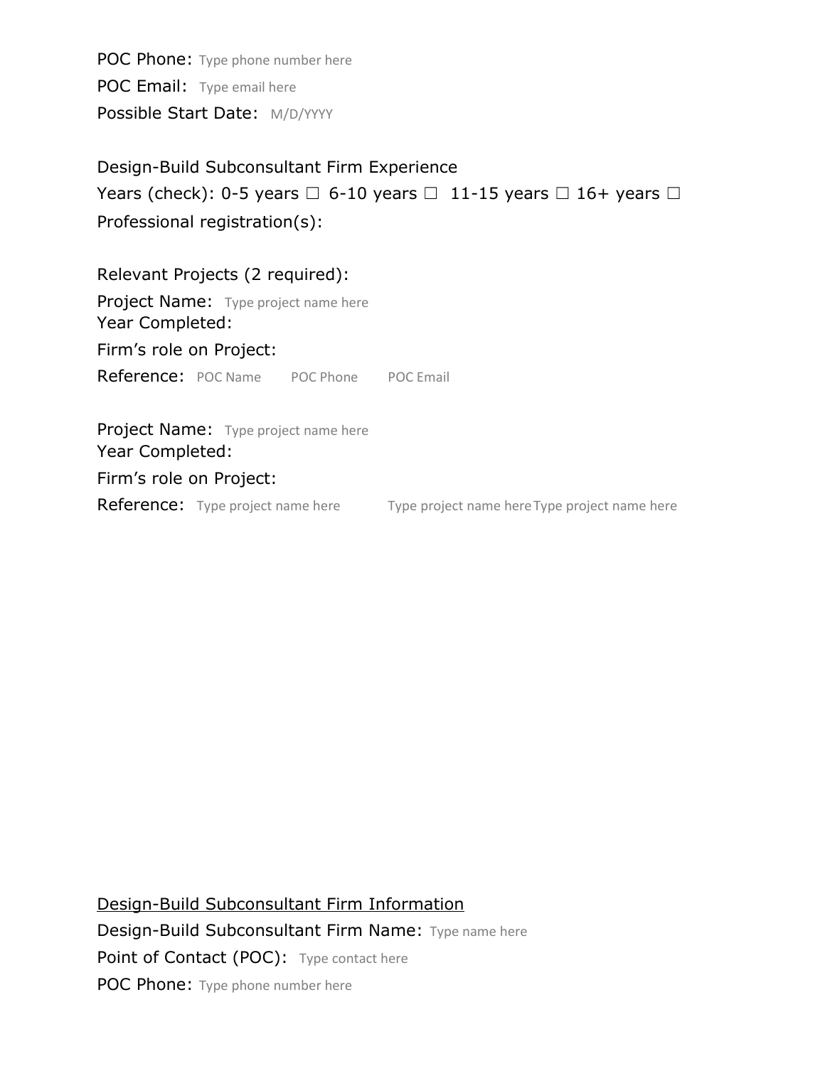POC Phone: Type phone number here

POC Email: Type email here

Possible Start Date: M/D/YYYY

Design-Build Subconsultant Firm Experience

Years (check): 0-5 years ☐ 6-10 years ☐ 11-15 years ☐ 16+ years ☐

Professional registration(s):

Relevant Projects (2 required):

Project Name: Type project name here

Year Completed:

Firm's role on Project:

Reference: POC Name POC Phone POC Email

Project Name: Type project name here

Year Completed:

Firm's role on Project:

Reference: Type project name here Type project name here Type project name here

<u>Design-Build Subconsultant Firm Information</u>

Design-Build Subconsultant Firm Name: Type name here

Point of Contact (POC): Type contact here

POC Phone: Type phone number here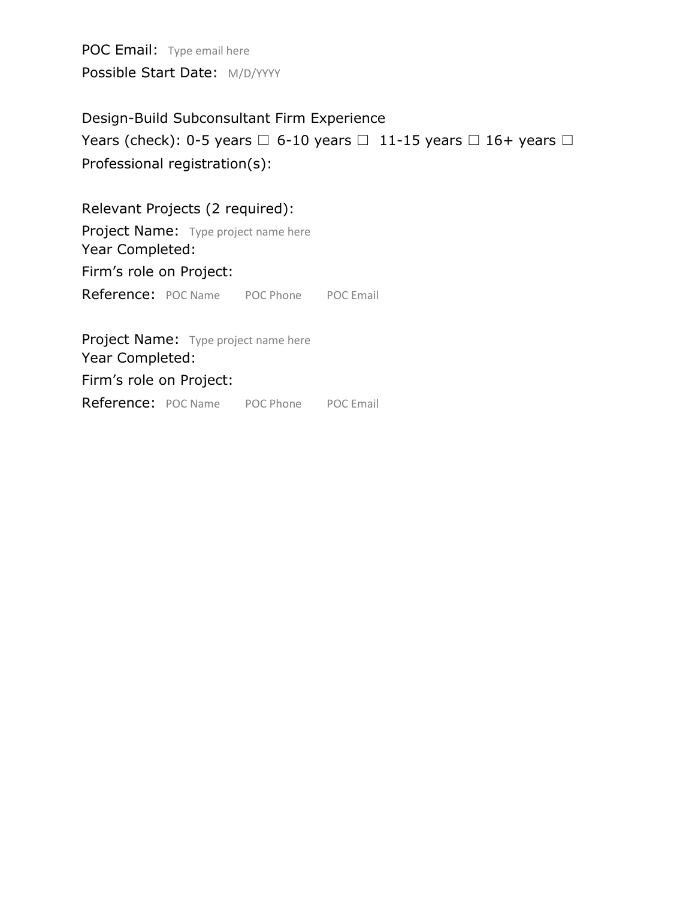POC Email: Type email here

Possible Start Date: M/D/YYYY

Design-Build Subconsultant Firm Experience

Years (check): 0-5 years ☐ 6-10 years ☐ 11-15 years ☐ 16+ years ☐

Professional registration(s):

Relevant Projects (2 required):

Project Name: Type project name here

Year Completed:

Firm's role on Project:

Reference: POC Name POC Phone POC Email

Project Name: Type project name here

Year Completed:

Firm's role on Project:

Reference: POC Name POC Phone POC Email